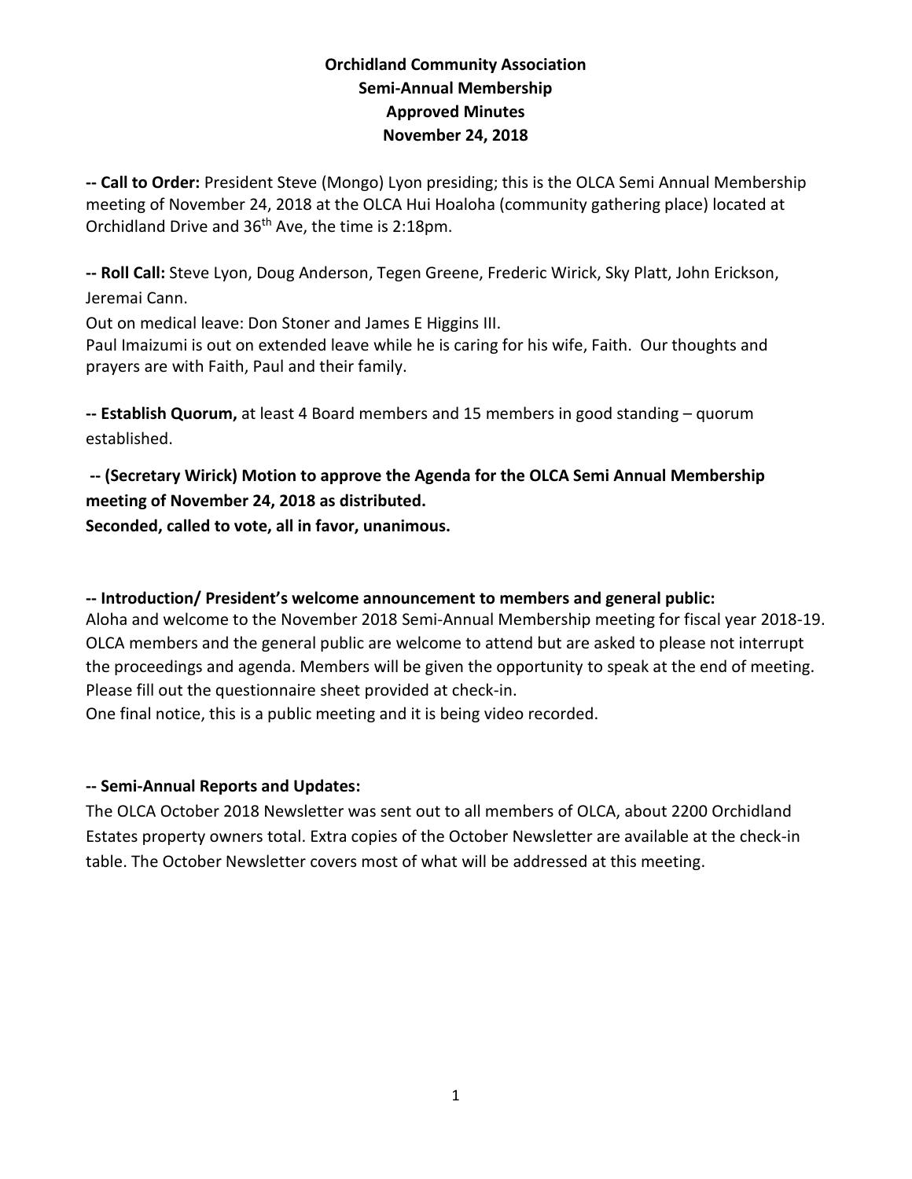**Orchidland Community Association**
**Semi-Annual Membership**
**Approved Minutes**
**November 24, 2018**

**-- Call to Order:** President Steve (Mongo) Lyon presiding; this is the OLCA Semi Annual Membership meeting of November 24, 2018 at the OLCA Hui Hoaloha (community gathering place) located at Orchidland Drive and 36th Ave, the time is 2:18pm.

**-- Roll Call:** Steve Lyon, Doug Anderson, Tegen Greene, Frederic Wirick, Sky Platt, John Erickson, Jeremai Cann.

Out on medical leave: Don Stoner and James E Higgins III.

Paul Imaizumi is out on extended leave while he is caring for his wife, Faith. Our thoughts and prayers are with Faith, Paul and their family.

**-- Establish Quorum,** at least 4 Board members and 15 members in good standing – quorum established.

**-- (Secretary Wirick) Motion to approve the Agenda for the OLCA Semi Annual Membership meeting of November 24, 2018 as distributed.**
**Seconded, called to vote, all in favor, unanimous.**

**-- Introduction/ President's welcome announcement to members and general public:**

Aloha and welcome to the November 2018 Semi-Annual Membership meeting for fiscal year 2018-19. OLCA members and the general public are welcome to attend but are asked to please not interrupt the proceedings and agenda. Members will be given the opportunity to speak at the end of meeting. Please fill out the questionnaire sheet provided at check-in.

One final notice, this is a public meeting and it is being video recorded.

**-- Semi-Annual Reports and Updates:**

The OLCA October 2018 Newsletter was sent out to all members of OLCA, about 2200 Orchidland Estates property owners total. Extra copies of the October Newsletter are available at the check-in table. The October Newsletter covers most of what will be addressed at this meeting.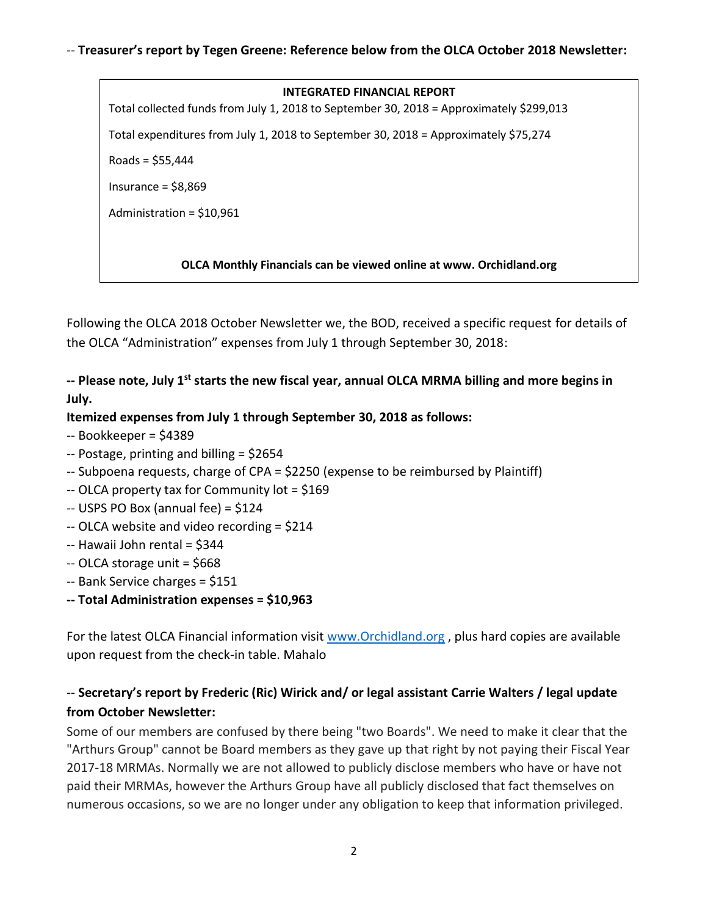-- **Treasurer's report by Tegen Greene: Reference below from the OLCA October 2018 Newsletter:**

> **INTEGRATED FINANCIAL REPORT**
>
> Total collected funds from July 1, 2018 to September 30, 2018 = Approximately $299,013
>
> Total expenditures from July 1, 2018 to September 30, 2018 = Approximately $75,274
>
> Roads = $55,444
>
> Insurance = $8,869
>
> Administration = $10,961
>
> **OLCA Monthly Financials can be viewed online at www. Orchidland.org**

Following the OLCA 2018 October Newsletter we, the BOD, received a specific request for details of the OLCA "Administration" expenses from July 1 through September 30, 2018:

**-- Please note, July 1st starts the new fiscal year, annual OLCA MRMA billing and more begins in July.**

**Itemized expenses from July 1 through September 30, 2018 as follows:**

-- Bookkeeper = $4389
-- Postage, printing and billing = $2654
-- Subpoena requests, charge of CPA = $2250 (expense to be reimbursed by Plaintiff)
-- OLCA property tax for Community lot = $169
-- USPS PO Box (annual fee) = $124
-- OLCA website and video recording = $214
-- Hawaii John rental = $344
-- OLCA storage unit = $668
-- Bank Service charges = $151
**-- Total Administration expenses = $10,963**

For the latest OLCA Financial information visit www.Orchidland.org , plus hard copies are available upon request from the check-in table. Mahalo

-- **Secretary's report by Frederic (Ric) Wirick and/ or legal assistant Carrie Walters / legal update from October Newsletter:**

Some of our members are confused by there being "two Boards". We need to make it clear that the "Arthurs Group" cannot be Board members as they gave up that right by not paying their Fiscal Year 2017-18 MRMAs. Normally we are not allowed to publicly disclose members who have or have not paid their MRMAs, however the Arthurs Group have all publicly disclosed that fact themselves on numerous occasions, so we are no longer under any obligation to keep that information privileged.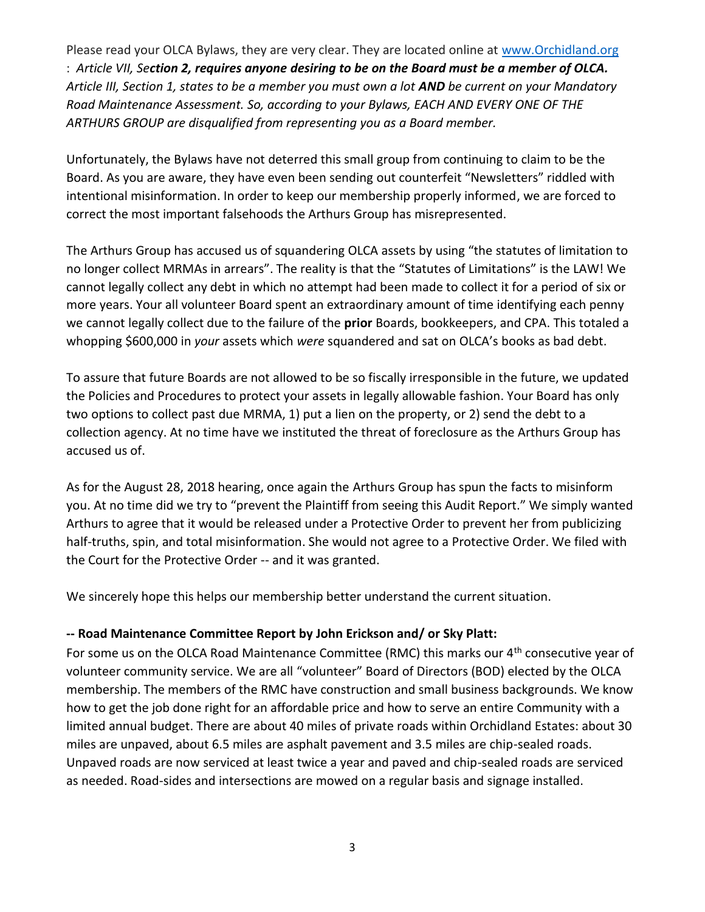Please read your OLCA Bylaws, they are very clear. They are located online at [www.Orchidland.org](http://www.Orchidland.org) : *Article VII, Se**ction 2, requires anyone desiring to be on the Board must be a member of OLCA.*** *Article III, Section 1, states to be a member you must own a lot **AND** be current on your Mandatory Road Maintenance Assessment. So, according to your Bylaws, EACH AND EVERY ONE OF THE ARTHURS GROUP are disqualified from representing you as a Board member.*

Unfortunately, the Bylaws have not deterred this small group from continuing to claim to be the Board. As you are aware, they have even been sending out counterfeit "Newsletters" riddled with intentional misinformation. In order to keep our membership properly informed, we are forced to correct the most important falsehoods the Arthurs Group has misrepresented.

The Arthurs Group has accused us of squandering OLCA assets by using "the statutes of limitation to no longer collect MRMAs in arrears". The reality is that the "Statutes of Limitations" is the LAW! We cannot legally collect any debt in which no attempt had been made to collect it for a period of six or more years. Your all volunteer Board spent an extraordinary amount of time identifying each penny we cannot legally collect due to the failure of the **prior** Boards, bookkeepers, and CPA. This totaled a whopping $600,000 in *your* assets which *were* squandered and sat on OLCA's books as bad debt.

To assure that future Boards are not allowed to be so fiscally irresponsible in the future, we updated the Policies and Procedures to protect your assets in legally allowable fashion. Your Board has only two options to collect past due MRMA, 1) put a lien on the property, or 2) send the debt to a collection agency. At no time have we instituted the threat of foreclosure as the Arthurs Group has accused us of.

As for the August 28, 2018 hearing, once again the Arthurs Group has spun the facts to misinform you. At no time did we try to "prevent the Plaintiff from seeing this Audit Report." We simply wanted Arthurs to agree that it would be released under a Protective Order to prevent her from publicizing half-truths, spin, and total misinformation. She would not agree to a Protective Order. We filed with the Court for the Protective Order -- and it was granted.

We sincerely hope this helps our membership better understand the current situation.

**-- Road Maintenance Committee Report by John Erickson and/ or Sky Platt:**

For some us on the OLCA Road Maintenance Committee (RMC) this marks our 4th consecutive year of volunteer community service. We are all "volunteer" Board of Directors (BOD) elected by the OLCA membership. The members of the RMC have construction and small business backgrounds. We know how to get the job done right for an affordable price and how to serve an entire Community with a limited annual budget. There are about 40 miles of private roads within Orchidland Estates: about 30 miles are unpaved, about 6.5 miles are asphalt pavement and 3.5 miles are chip-sealed roads. Unpaved roads are now serviced at least twice a year and paved and chip-sealed roads are serviced as needed. Road-sides and intersections are mowed on a regular basis and signage installed.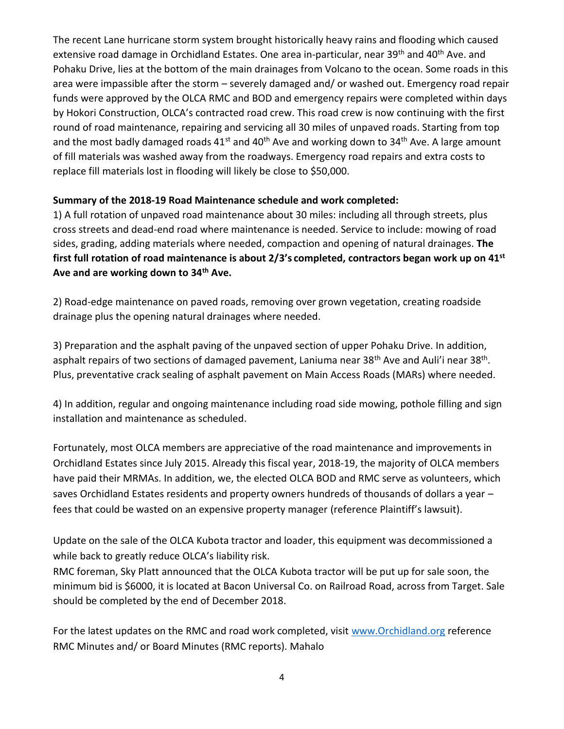The recent Lane hurricane storm system brought historically heavy rains and flooding which caused extensive road damage in Orchidland Estates. One area in-particular, near 39th and 40th Ave. and Pohaku Drive, lies at the bottom of the main drainages from Volcano to the ocean. Some roads in this area were impassible after the storm – severely damaged and/ or washed out. Emergency road repair funds were approved by the OLCA RMC and BOD and emergency repairs were completed within days by Hokori Construction, OLCA's contracted road crew. This road crew is now continuing with the first round of road maintenance, repairing and servicing all 30 miles of unpaved roads. Starting from top and the most badly damaged roads 41st and 40th Ave and working down to 34th Ave. A large amount of fill materials was washed away from the roadways. Emergency road repairs and extra costs to replace fill materials lost in flooding will likely be close to $50,000.

**Summary of the 2018-19 Road Maintenance schedule and work completed:**

1) A full rotation of unpaved road maintenance about 30 miles: including all through streets, plus cross streets and dead-end road where maintenance is needed. Service to include: mowing of road sides, grading, adding materials where needed, compaction and opening of natural drainages. **The first full rotation of road maintenance is about 2/3's completed, contractors began work up on 41st Ave and are working down to 34th Ave.**

2) Road-edge maintenance on paved roads, removing over grown vegetation, creating roadside drainage plus the opening natural drainages where needed.

3) Preparation and the asphalt paving of the unpaved section of upper Pohaku Drive. In addition, asphalt repairs of two sections of damaged pavement, Laniuma near 38th Ave and Auli'i near 38th. Plus, preventative crack sealing of asphalt pavement on Main Access Roads (MARs) where needed.

4) In addition, regular and ongoing maintenance including road side mowing, pothole filling and sign installation and maintenance as scheduled.

Fortunately, most OLCA members are appreciative of the road maintenance and improvements in Orchidland Estates since July 2015. Already this fiscal year, 2018-19, the majority of OLCA members have paid their MRMAs. In addition, we, the elected OLCA BOD and RMC serve as volunteers, which saves Orchidland Estates residents and property owners hundreds of thousands of dollars a year – fees that could be wasted on an expensive property manager (reference Plaintiff's lawsuit).

Update on the sale of the OLCA Kubota tractor and loader, this equipment was decommissioned a while back to greatly reduce OLCA's liability risk.
RMC foreman, Sky Platt announced that the OLCA Kubota tractor will be put up for sale soon, the minimum bid is $6000, it is located at Bacon Universal Co. on Railroad Road, across from Target. Sale should be completed by the end of December 2018.

For the latest updates on the RMC and road work completed, visit [www.Orchidland.org](http://www.Orchidland.org) reference RMC Minutes and/ or Board Minutes (RMC reports). Mahalo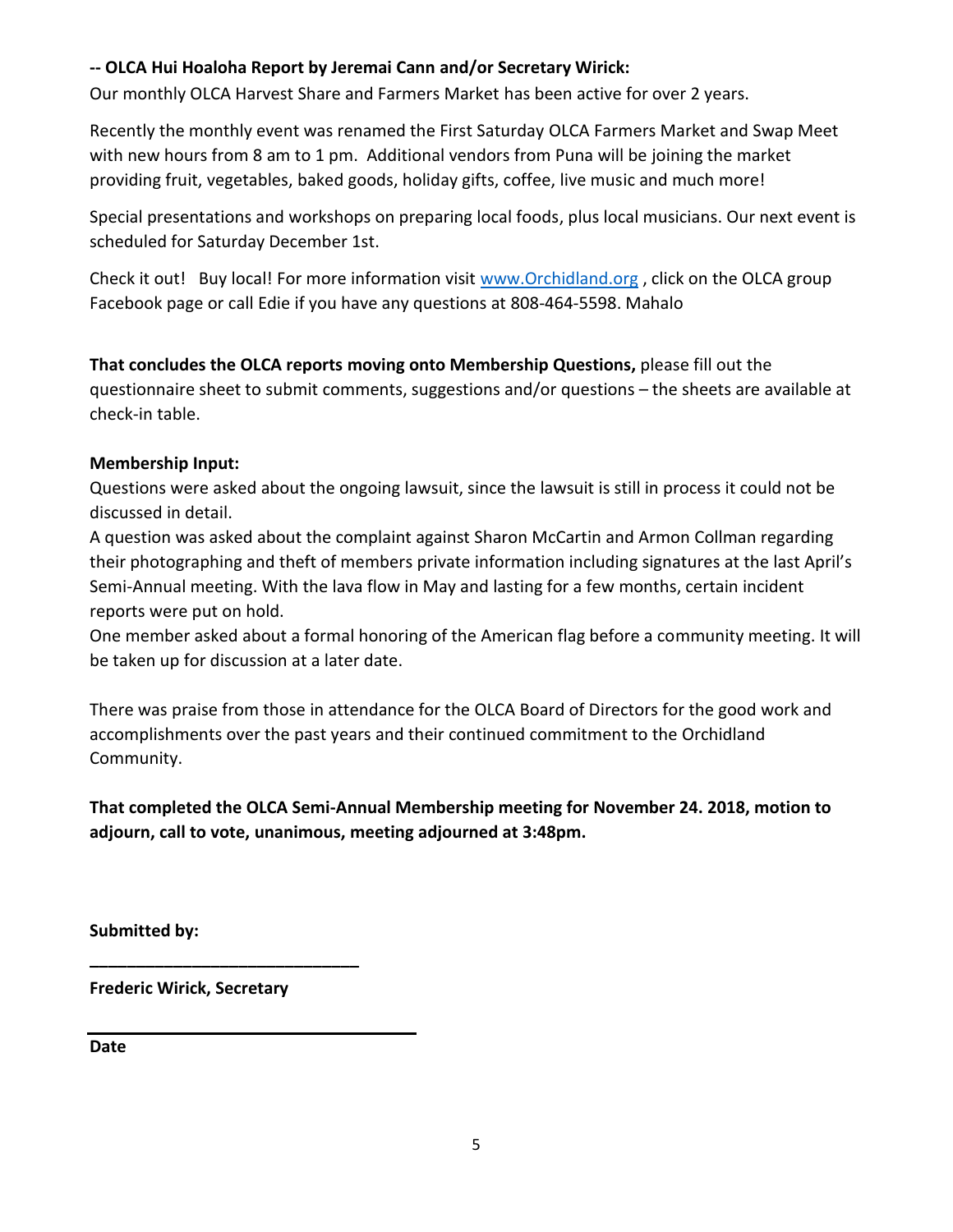**-- OLCA Hui Hoaloha Report by Jeremai Cann and/or Secretary Wirick:**

Our monthly OLCA Harvest Share and Farmers Market has been active for over 2 years.

Recently the monthly event was renamed the First Saturday OLCA Farmers Market and Swap Meet with new hours from 8 am to 1 pm. Additional vendors from Puna will be joining the market providing fruit, vegetables, baked goods, holiday gifts, coffee, live music and much more!

Special presentations and workshops on preparing local foods, plus local musicians. Our next event is scheduled for Saturday December 1st.

Check it out! Buy local! For more information visit [www.Orchidland.org](http://www.Orchidland.org) , click on the OLCA group Facebook page or call Edie if you have any questions at 808-464-5598. Mahalo

**That concludes the OLCA reports moving onto Membership Questions,** please fill out the questionnaire sheet to submit comments, suggestions and/or questions – the sheets are available at check-in table.

**Membership Input:**

Questions were asked about the ongoing lawsuit, since the lawsuit is still in process it could not be discussed in detail.

A question was asked about the complaint against Sharon McCartin and Armon Collman regarding their photographing and theft of members private information including signatures at the last April's Semi-Annual meeting. With the lava flow in May and lasting for a few months, certain incident reports were put on hold.

One member asked about a formal honoring of the American flag before a community meeting. It will be taken up for discussion at a later date.

There was praise from those in attendance for the OLCA Board of Directors for the good work and accomplishments over the past years and their continued commitment to the Orchidland Community.

**That completed the OLCA Semi-Annual Membership meeting for November 24. 2018, motion to adjourn, call to vote, unanimous, meeting adjourned at 3:48pm.**

**Submitted by:**

**_____________________________**

**Frederic Wirick, Secretary**

_____________________________

**Date**